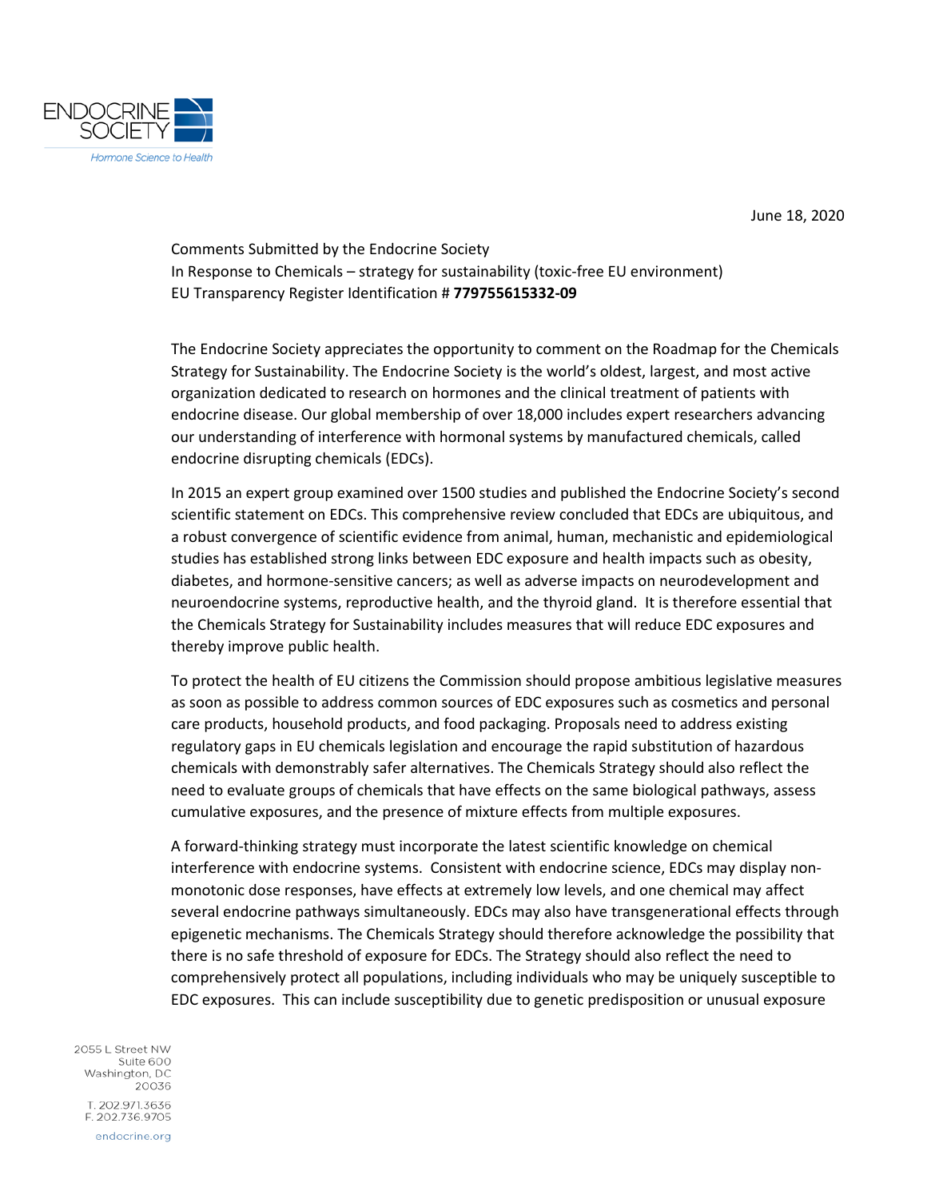June 18, 2020

Comments Submitted by the Endocrine Society
In Response to Chemicals – strategy for sustainability (toxic-free EU environment)
EU Transparency Register Identification # **779755615332-09**

The Endocrine Society appreciates the opportunity to comment on the Roadmap for the Chemicals Strategy for Sustainability. The Endocrine Society is the world's oldest, largest, and most active organization dedicated to research on hormones and the clinical treatment of patients with endocrine disease. Our global membership of over 18,000 includes expert researchers advancing our understanding of interference with hormonal systems by manufactured chemicals, called endocrine disrupting chemicals (EDCs).

In 2015 an expert group examined over 1500 studies and published the Endocrine Society's second scientific statement on EDCs. This comprehensive review concluded that EDCs are ubiquitous, and a robust convergence of scientific evidence from animal, human, mechanistic and epidemiological studies has established strong links between EDC exposure and health impacts such as obesity, diabetes, and hormone-sensitive cancers; as well as adverse impacts on neurodevelopment and neuroendocrine systems, reproductive health, and the thyroid gland. It is therefore essential that the Chemicals Strategy for Sustainability includes measures that will reduce EDC exposures and thereby improve public health.

To protect the health of EU citizens the Commission should propose ambitious legislative measures as soon as possible to address common sources of EDC exposures such as cosmetics and personal care products, household products, and food packaging. Proposals need to address existing regulatory gaps in EU chemicals legislation and encourage the rapid substitution of hazardous chemicals with demonstrably safer alternatives. The Chemicals Strategy should also reflect the need to evaluate groups of chemicals that have effects on the same biological pathways, assess cumulative exposures, and the presence of mixture effects from multiple exposures.

A forward-thinking strategy must incorporate the latest scientific knowledge on chemical interference with endocrine systems. Consistent with endocrine science, EDCs may display non-monotonic dose responses, have effects at extremely low levels, and one chemical may affect several endocrine pathways simultaneously. EDCs may also have transgenerational effects through epigenetic mechanisms. The Chemicals Strategy should therefore acknowledge the possibility that there is no safe threshold of exposure for EDCs. The Strategy should also reflect the need to comprehensively protect all populations, including individuals who may be uniquely susceptible to EDC exposures. This can include susceptibility due to genetic predisposition or unusual exposure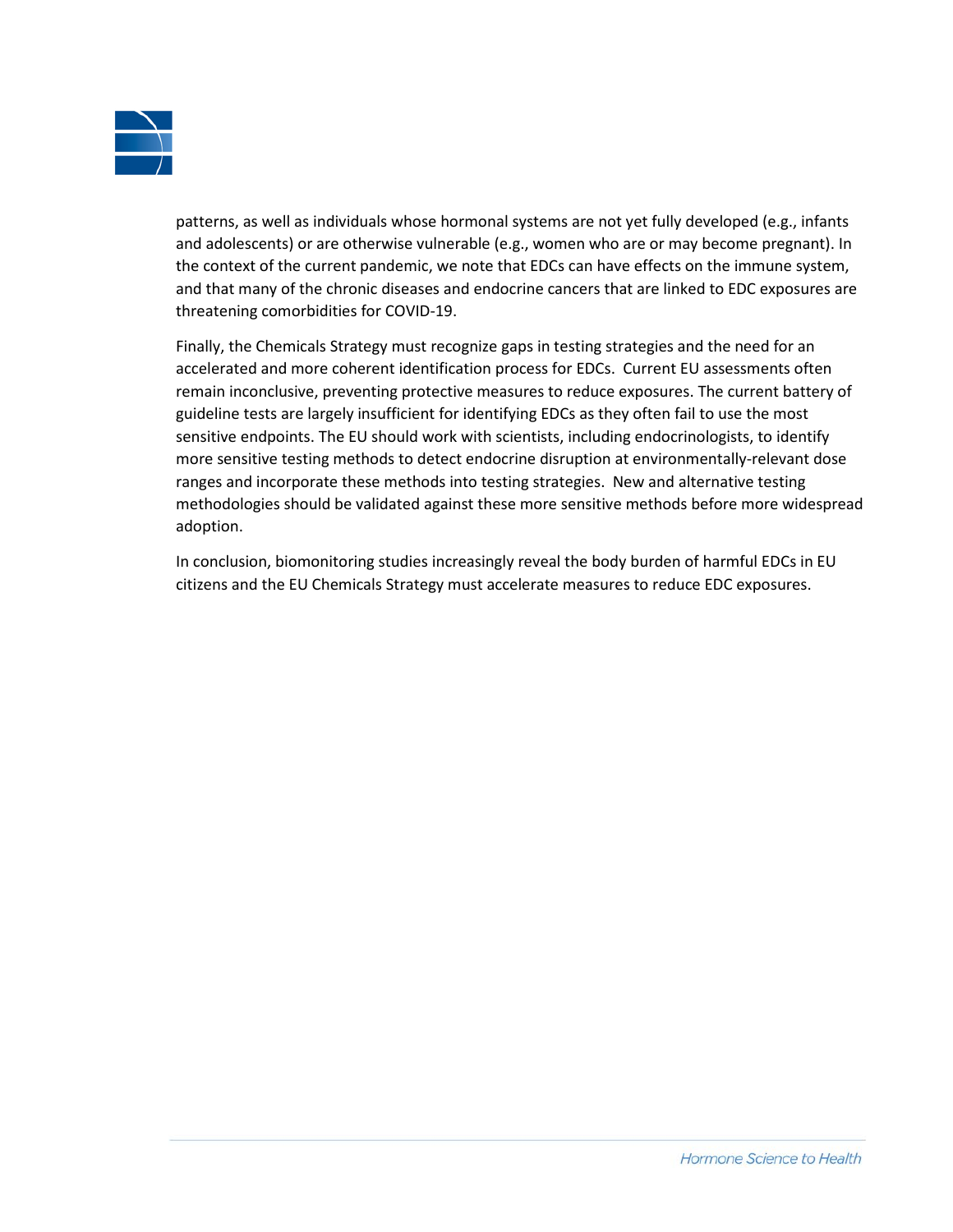patterns, as well as individuals whose hormonal systems are not yet fully developed (e.g., infants and adolescents) or are otherwise vulnerable (e.g., women who are or may become pregnant). In the context of the current pandemic, we note that EDCs can have effects on the immune system, and that many of the chronic diseases and endocrine cancers that are linked to EDC exposures are threatening comorbidities for COVID-19.

Finally, the Chemicals Strategy must recognize gaps in testing strategies and the need for an accelerated and more coherent identification process for EDCs. Current EU assessments often remain inconclusive, preventing protective measures to reduce exposures. The current battery of guideline tests are largely insufficient for identifying EDCs as they often fail to use the most sensitive endpoints. The EU should work with scientists, including endocrinologists, to identify more sensitive testing methods to detect endocrine disruption at environmentally-relevant dose ranges and incorporate these methods into testing strategies. New and alternative testing methodologies should be validated against these more sensitive methods before more widespread adoption.

In conclusion, biomonitoring studies increasingly reveal the body burden of harmful EDCs in EU citizens and the EU Chemicals Strategy must accelerate measures to reduce EDC exposures.